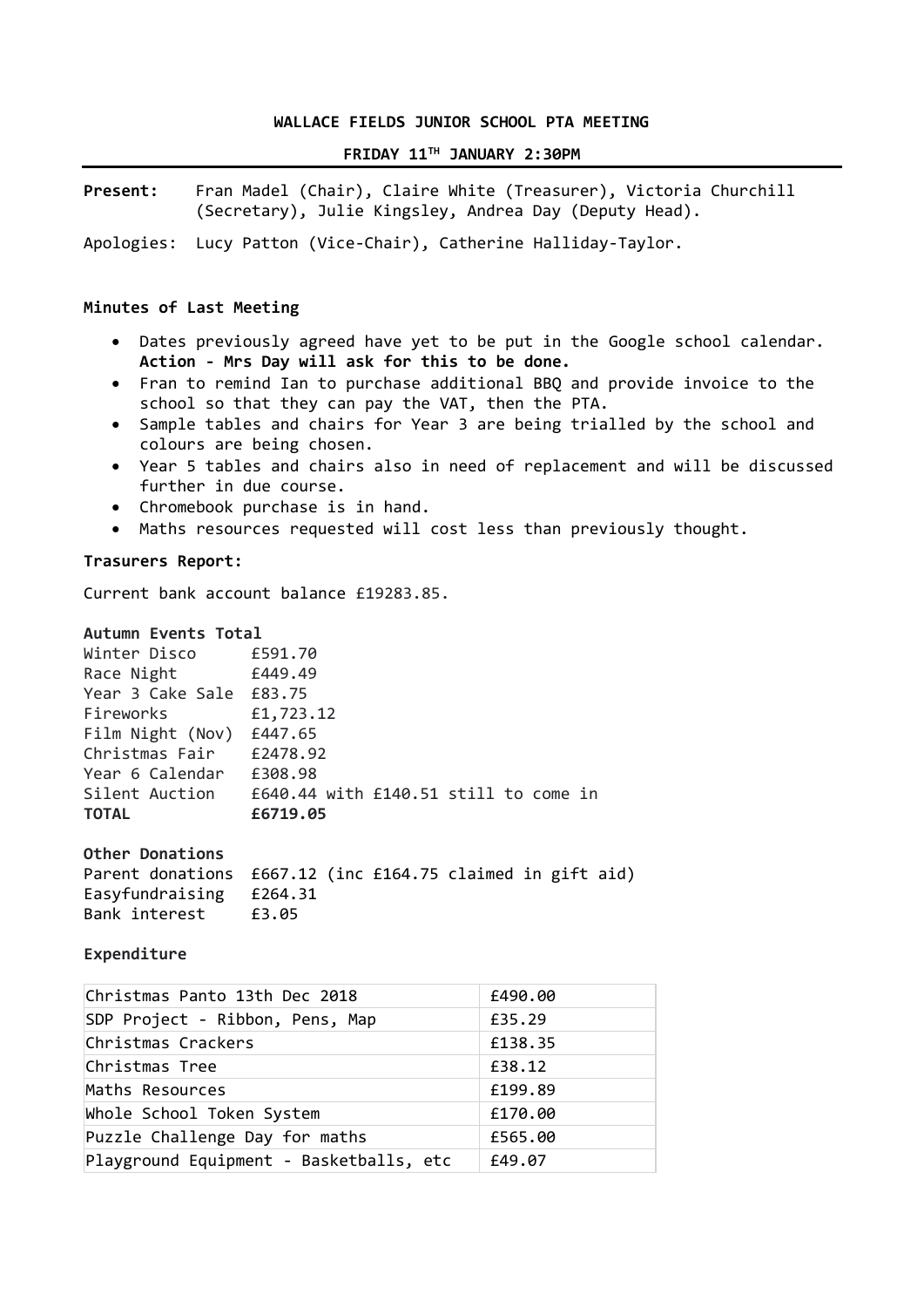# WALLACE FIELDS JUNIOR SCHOOL PTA MEETING

## FRIDAY 11TH JANUARY 2:30PM

**Present:** Fran Madel (Chair), Claire White (Treasurer), Victoria Churchill (Secretary), Julie Kingsley, Andrea Day (Deputy Head).

Apologies: Lucy Patton (Vice-Chair), Catherine Halliday-Taylor.

**Minutes of Last Meeting**

- Dates previously agreed have yet to be put in the Google school calendar. **Action - Mrs Day will ask for this to be done.**
- Fran to remind Ian to purchase additional BBQ and provide invoice to the school so that they can pay the VAT, then the PTA.
- Sample tables and chairs for Year 3 are being trialled by the school and colours are being chosen.
- Year 5 tables and chairs also in need of replacement and will be discussed further in due course.
- Chromebook purchase is in hand.
- Maths resources requested will cost less than previously thought.

**Trasurers Report:**

Current bank account balance £19283.85.

**Autumn Events Total**

Winter Disco £591.70
Race Night £449.49
Year 3 Cake Sale £83.75
Fireworks £1,723.12
Film Night (Nov) £447.65
Christmas Fair £2478.92
Year 6 Calendar £308.98
Silent Auction £640.44 with £140.51 still to come in
**TOTAL** **£6719.05**

**Other Donations**

Parent donations £667.12 (inc £164.75 claimed in gift aid)
Easyfundraising £264.31
Bank interest £3.05

**Expenditure**

| Christmas Panto 13th Dec 2018 | £490.00 |
|---|---|
| SDP Project - Ribbon, Pens, Map | £35.29 |
| Christmas Crackers | £138.35 |
| Christmas Tree | £38.12 |
| Maths Resources | £199.89 |
| Whole School Token System | £170.00 |
| Puzzle Challenge Day for maths | £565.00 |
| Playground Equipment - Basketballs, etc | £49.07 |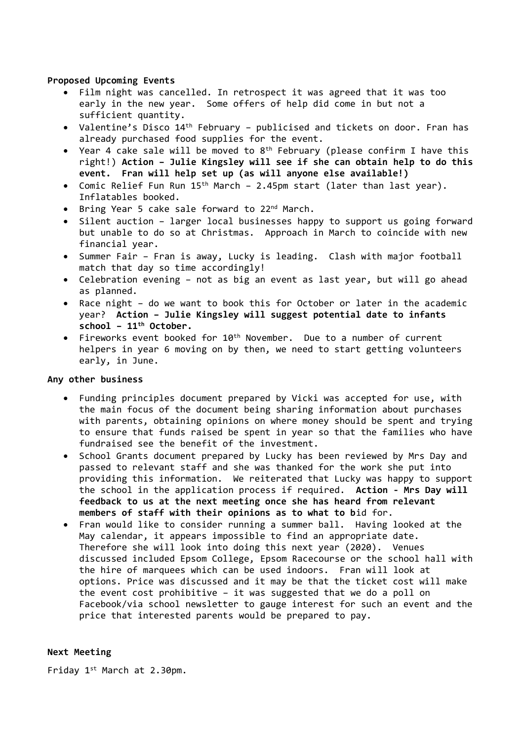**Proposed Upcoming Events**

- Film night was cancelled. In retrospect it was agreed that it was too early in the new year. Some offers of help did come in but not a sufficient quantity.
- Valentine's Disco 14th February – publicised and tickets on door. Fran has already purchased food supplies for the event.
- Year 4 cake sale will be moved to 8th February (please confirm I have this right!) **Action – Julie Kingsley will see if she can obtain help to do this event. Fran will help set up (as will anyone else available!)**
- Comic Relief Fun Run 15th March – 2.45pm start (later than last year). Inflatables booked.
- Bring Year 5 cake sale forward to 22nd March.
- Silent auction – larger local businesses happy to support us going forward but unable to do so at Christmas. Approach in March to coincide with new financial year.
- Summer Fair – Fran is away, Lucky is leading. Clash with major football match that day so time accordingly!
- Celebration evening – not as big an event as last year, but will go ahead as planned.
- Race night – do we want to book this for October or later in the academic year? **Action – Julie Kingsley will suggest potential date to infants school – 11th October.**
- Fireworks event booked for 10th November. Due to a number of current helpers in year 6 moving on by then, we need to start getting volunteers early, in June.

**Any other business**

- Funding principles document prepared by Vicki was accepted for use, with the main focus of the document being sharing information about purchases with parents, obtaining opinions on where money should be spent and trying to ensure that funds raised be spent in year so that the families who have fundraised see the benefit of the investment.
- School Grants document prepared by Lucky has been reviewed by Mrs Day and passed to relevant staff and she was thanked for the work she put into providing this information. We reiterated that Lucky was happy to support the school in the application process if required. **Action - Mrs Day will feedback to us at the next meeting once she has heard from relevant members of staff with their opinions as to what to b**id for.
- Fran would like to consider running a summer ball. Having looked at the May calendar, it appears impossible to find an appropriate date. Therefore she will look into doing this next year (2020). Venues discussed included Epsom College, Epsom Racecourse or the school hall with the hire of marquees which can be used indoors. Fran will look at options. Price was discussed and it may be that the ticket cost will make the event cost prohibitive – it was suggested that we do a poll on Facebook/via school newsletter to gauge interest for such an event and the price that interested parents would be prepared to pay.

**Next Meeting**

Friday 1st March at 2.30pm.